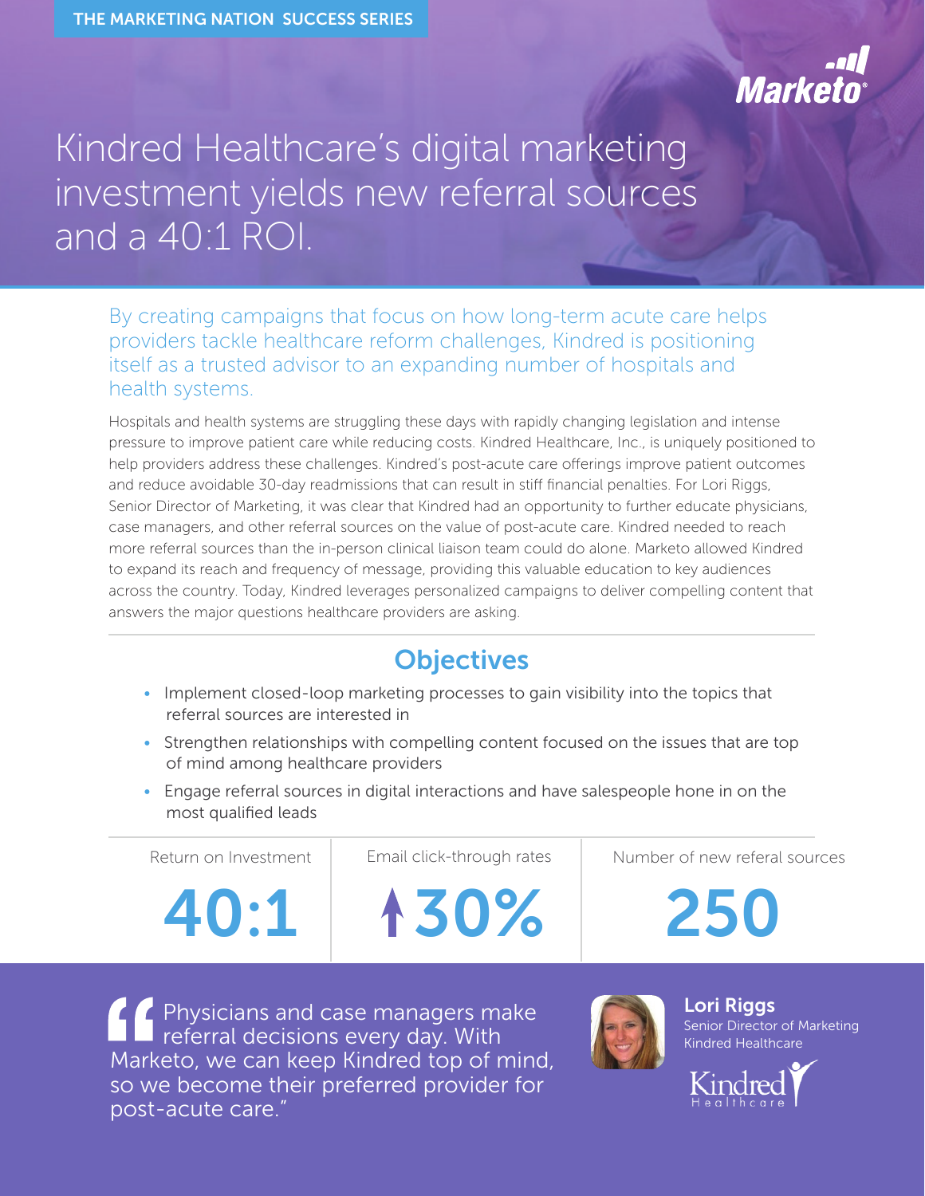THE MARKETING NATION SUCCESS SERIES

Marketo

# Kindred Healthcare's digital marketing investment yields new referral sources and a 40:1 ROI.

By creating campaigns that focus on how long-term acute care helps providers tackle healthcare reform challenges, Kindred is positioning itself as a trusted advisor to an expanding number of hospitals and health systems.

Hospitals and health systems are struggling these days with rapidly changing legislation and intense pressure to improve patient care while reducing costs. Kindred Healthcare, Inc., is uniquely positioned to help providers address these challenges. Kindred's post-acute care offerings improve patient outcomes and reduce avoidable 30-day readmissions that can result in stiff financial penalties. For Lori Riggs, Senior Director of Marketing, it was clear that Kindred had an opportunity to further educate physicians, case managers, and other referral sources on the value of post-acute care. Kindred needed to reach more referral sources than the in-person clinical liaison team could do alone. Marketo allowed Kindred to expand its reach and frequency of message, providing this valuable education to key audiences across the country. Today, Kindred leverages personalized campaigns to deliver compelling content that answers the major questions healthcare providers are asking.

## Objectives

- Implement closed-loop marketing processes to gain visibility into the topics that referral sources are interested in
- Strengthen relationships with compelling content focused on the issues that are top of mind among healthcare providers
- Engage referral sources in digital interactions and have salespeople hone in on the most qualified leads

| Return on Investment | Email click-through rates | Number of new referal sources |
| --- | --- | --- |
| 40:1 | ↑30% | 250 |

"Physicians and case managers make referral decisions every day. With Marketo, we can keep Kindred top of mind, so we become their preferred provider for post-acute care."

**Lori Riggs**
Senior Director of Marketing
Kindred Healthcare

Kindred Healthcare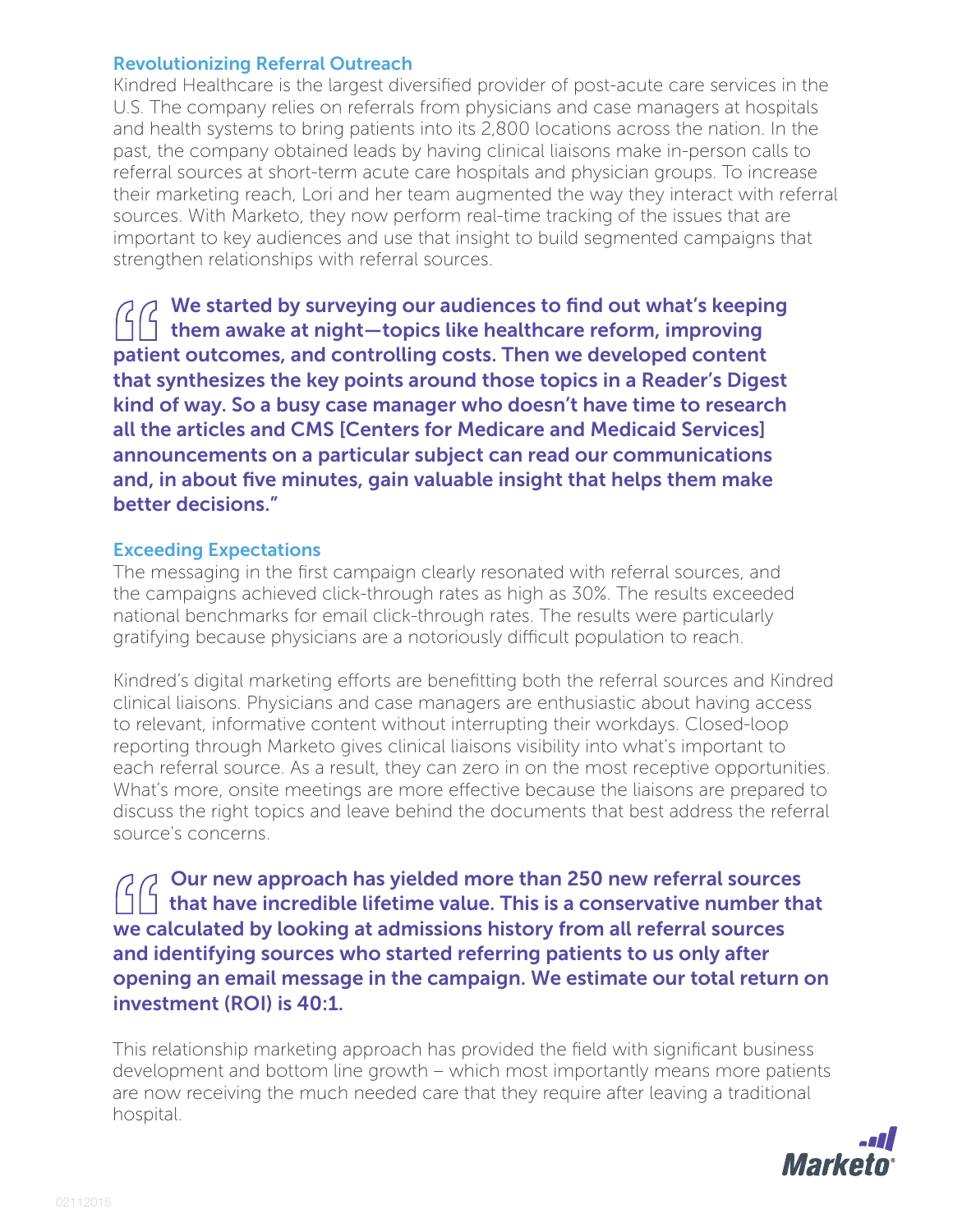## Revolutionizing Referral Outreach

Kindred Healthcare is the largest diversified provider of post-acute care services in the U.S. The company relies on referrals from physicians and case managers at hospitals and health systems to bring patients into its 2,800 locations across the nation. In the past, the company obtained leads by having clinical liaisons make in-person calls to referral sources at short-term acute care hospitals and physician groups. To increase their marketing reach, Lori and her team augmented the way they interact with referral sources. With Marketo, they now perform real-time tracking of the issues that are important to key audiences and use that insight to build segmented campaigns that strengthen relationships with referral sources.

> **"We started by surveying our audiences to find out what's keeping them awake at night—topics like healthcare reform, improving patient outcomes, and controlling costs. Then we developed content that synthesizes the key points around those topics in a Reader's Digest kind of way. So a busy case manager who doesn't have time to research all the articles and CMS [Centers for Medicare and Medicaid Services] announcements on a particular subject can read our communications and, in about five minutes, gain valuable insight that helps them make better decisions."**

## Exceeding Expectations

The messaging in the first campaign clearly resonated with referral sources, and the campaigns achieved click-through rates as high as 30%. The results exceeded national benchmarks for email click-through rates. The results were particularly gratifying because physicians are a notoriously difficult population to reach.

Kindred's digital marketing efforts are benefitting both the referral sources and Kindred clinical liaisons. Physicians and case managers are enthusiastic about having access to relevant, informative content without interrupting their workdays. Closed-loop reporting through Marketo gives clinical liaisons visibility into what's important to each referral source. As a result, they can zero in on the most receptive opportunities. What's more, onsite meetings are more effective because the liaisons are prepared to discuss the right topics and leave behind the documents that best address the referral source's concerns.

> **"Our new approach has yielded more than 250 new referral sources that have incredible lifetime value. This is a conservative number that we calculated by looking at admissions history from all referral sources and identifying sources who started referring patients to us only after opening an email message in the campaign. We estimate our total return on investment (ROI) is 40:1.**

This relationship marketing approach has provided the field with significant business development and bottom line growth – which most importantly means more patients are now receiving the much needed care that they require after leaving a traditional hospital.

Marketo

02112015